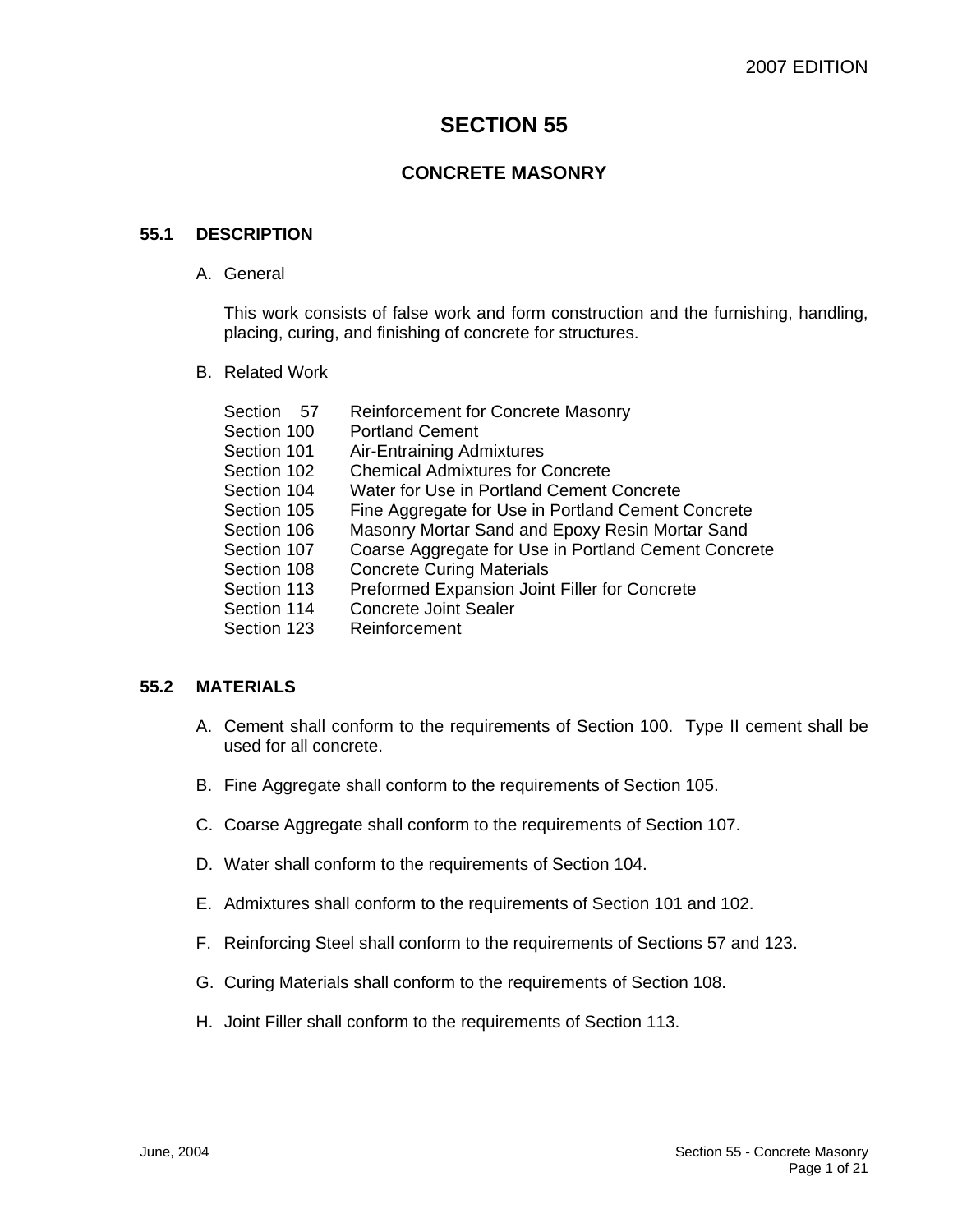2007 EDITION

# SECTION 55

## CONCRETE MASONRY

### 55.1 DESCRIPTION

A. General

This work consists of false work and form construction and the furnishing, handling, placing, curing, and finishing of concrete for structures.

B. Related Work

| | |
|---|---|
| Section 57 | Reinforcement for Concrete Masonry |
| Section 100 | Portland Cement |
| Section 101 | Air-Entraining Admixtures |
| Section 102 | Chemical Admixtures for Concrete |
| Section 104 | Water for Use in Portland Cement Concrete |
| Section 105 | Fine Aggregate for Use in Portland Cement Concrete |
| Section 106 | Masonry Mortar Sand and Epoxy Resin Mortar Sand |
| Section 107 | Coarse Aggregate for Use in Portland Cement Concrete |
| Section 108 | Concrete Curing Materials |
| Section 113 | Preformed Expansion Joint Filler for Concrete |
| Section 114 | Concrete Joint Sealer |
| Section 123 | Reinforcement |

### 55.2 MATERIALS

A. Cement shall conform to the requirements of Section 100. Type II cement shall be used for all concrete.

B. Fine Aggregate shall conform to the requirements of Section 105.

C. Coarse Aggregate shall conform to the requirements of Section 107.

D. Water shall conform to the requirements of Section 104.

E. Admixtures shall conform to the requirements of Section 101 and 102.

F. Reinforcing Steel shall conform to the requirements of Sections 57 and 123.

G. Curing Materials shall conform to the requirements of Section 108.

H. Joint Filler shall conform to the requirements of Section 113.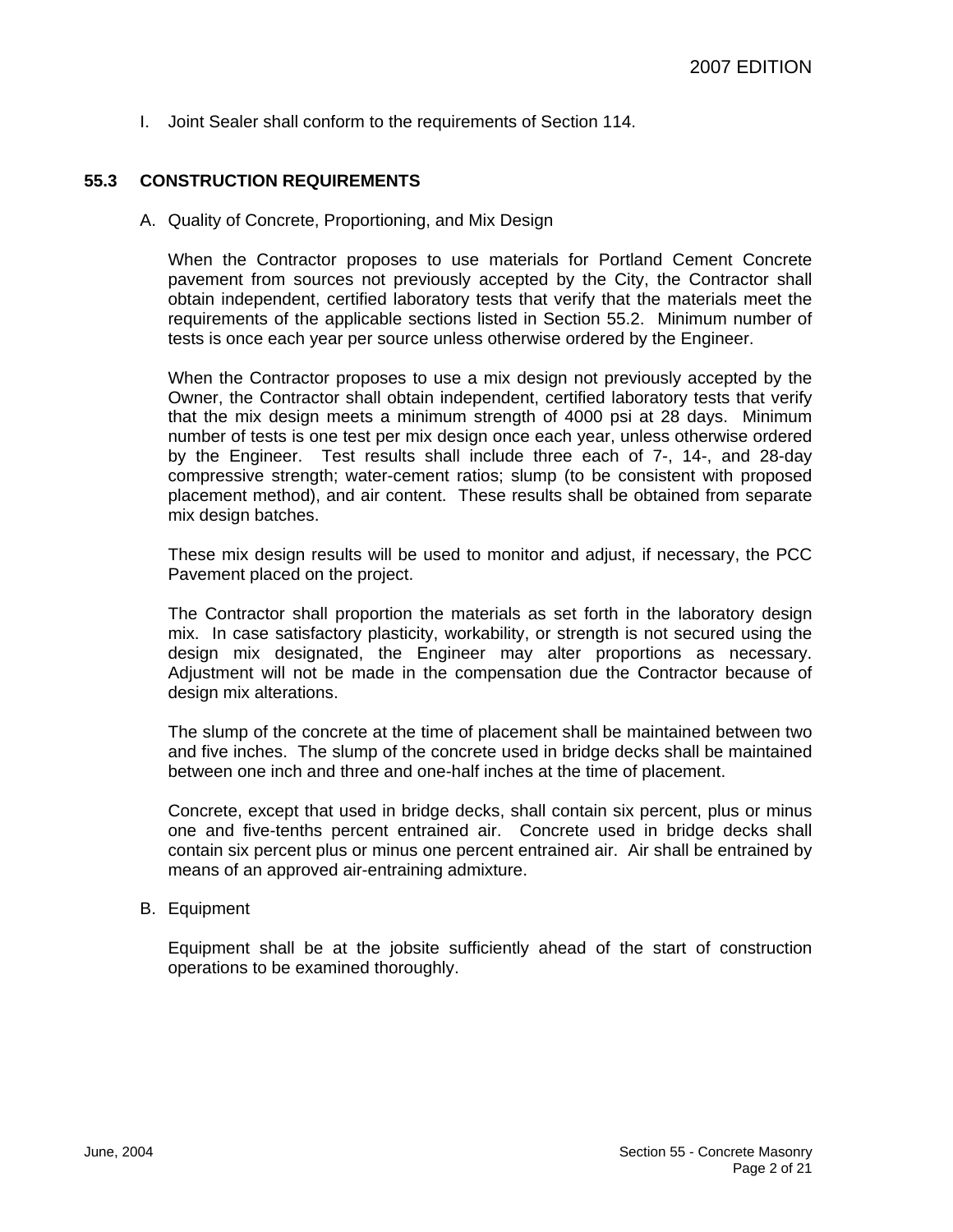I. Joint Sealer shall conform to the requirements of Section 114.

## 55.3 CONSTRUCTION REQUIREMENTS

A. Quality of Concrete, Proportioning, and Mix Design

When the Contractor proposes to use materials for Portland Cement Concrete pavement from sources not previously accepted by the City, the Contractor shall obtain independent, certified laboratory tests that verify that the materials meet the requirements of the applicable sections listed in Section 55.2. Minimum number of tests is once each year per source unless otherwise ordered by the Engineer.

When the Contractor proposes to use a mix design not previously accepted by the Owner, the Contractor shall obtain independent, certified laboratory tests that verify that the mix design meets a minimum strength of 4000 psi at 28 days. Minimum number of tests is one test per mix design once each year, unless otherwise ordered by the Engineer. Test results shall include three each of 7-, 14-, and 28-day compressive strength; water-cement ratios; slump (to be consistent with proposed placement method), and air content. These results shall be obtained from separate mix design batches.

These mix design results will be used to monitor and adjust, if necessary, the PCC Pavement placed on the project.

The Contractor shall proportion the materials as set forth in the laboratory design mix. In case satisfactory plasticity, workability, or strength is not secured using the design mix designated, the Engineer may alter proportions as necessary. Adjustment will not be made in the compensation due the Contractor because of design mix alterations.

The slump of the concrete at the time of placement shall be maintained between two and five inches. The slump of the concrete used in bridge decks shall be maintained between one inch and three and one-half inches at the time of placement.

Concrete, except that used in bridge decks, shall contain six percent, plus or minus one and five-tenths percent entrained air. Concrete used in bridge decks shall contain six percent plus or minus one percent entrained air. Air shall be entrained by means of an approved air-entraining admixture.

B. Equipment

Equipment shall be at the jobsite sufficiently ahead of the start of construction operations to be examined thoroughly.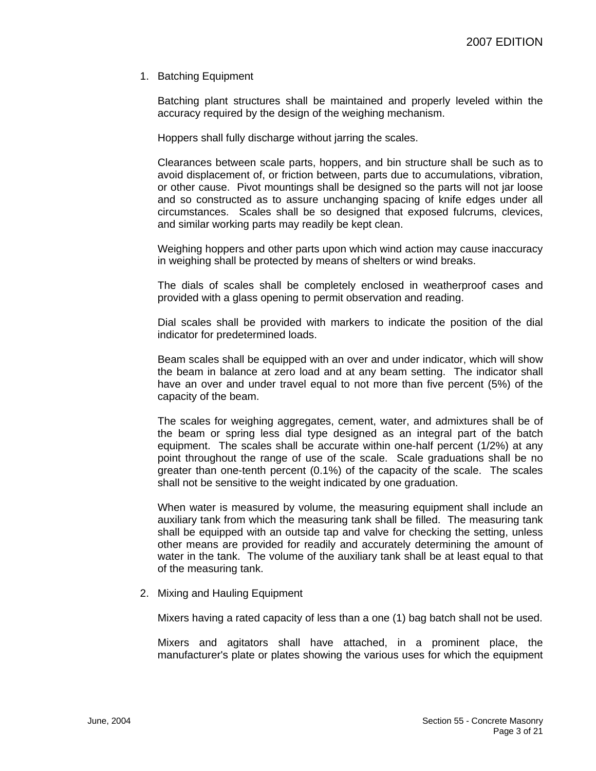1. Batching Equipment

   Batching plant structures shall be maintained and properly leveled within the accuracy required by the design of the weighing mechanism.

   Hoppers shall fully discharge without jarring the scales.

   Clearances between scale parts, hoppers, and bin structure shall be such as to avoid displacement of, or friction between, parts due to accumulations, vibration, or other cause. Pivot mountings shall be designed so the parts will not jar loose and so constructed as to assure unchanging spacing of knife edges under all circumstances. Scales shall be so designed that exposed fulcrums, clevices, and similar working parts may readily be kept clean.

   Weighing hoppers and other parts upon which wind action may cause inaccuracy in weighing shall be protected by means of shelters or wind breaks.

   The dials of scales shall be completely enclosed in weatherproof cases and provided with a glass opening to permit observation and reading.

   Dial scales shall be provided with markers to indicate the position of the dial indicator for predetermined loads.

   Beam scales shall be equipped with an over and under indicator, which will show the beam in balance at zero load and at any beam setting. The indicator shall have an over and under travel equal to not more than five percent (5%) of the capacity of the beam.

   The scales for weighing aggregates, cement, water, and admixtures shall be of the beam or spring less dial type designed as an integral part of the batch equipment. The scales shall be accurate within one-half percent (1/2%) at any point throughout the range of use of the scale. Scale graduations shall be no greater than one-tenth percent (0.1%) of the capacity of the scale. The scales shall not be sensitive to the weight indicated by one graduation.

   When water is measured by volume, the measuring equipment shall include an auxiliary tank from which the measuring tank shall be filled. The measuring tank shall be equipped with an outside tap and valve for checking the setting, unless other means are provided for readily and accurately determining the amount of water in the tank. The volume of the auxiliary tank shall be at least equal to that of the measuring tank.

2. Mixing and Hauling Equipment

   Mixers having a rated capacity of less than a one (1) bag batch shall not be used.

   Mixers and agitators shall have attached, in a prominent place, the manufacturer's plate or plates showing the various uses for which the equipment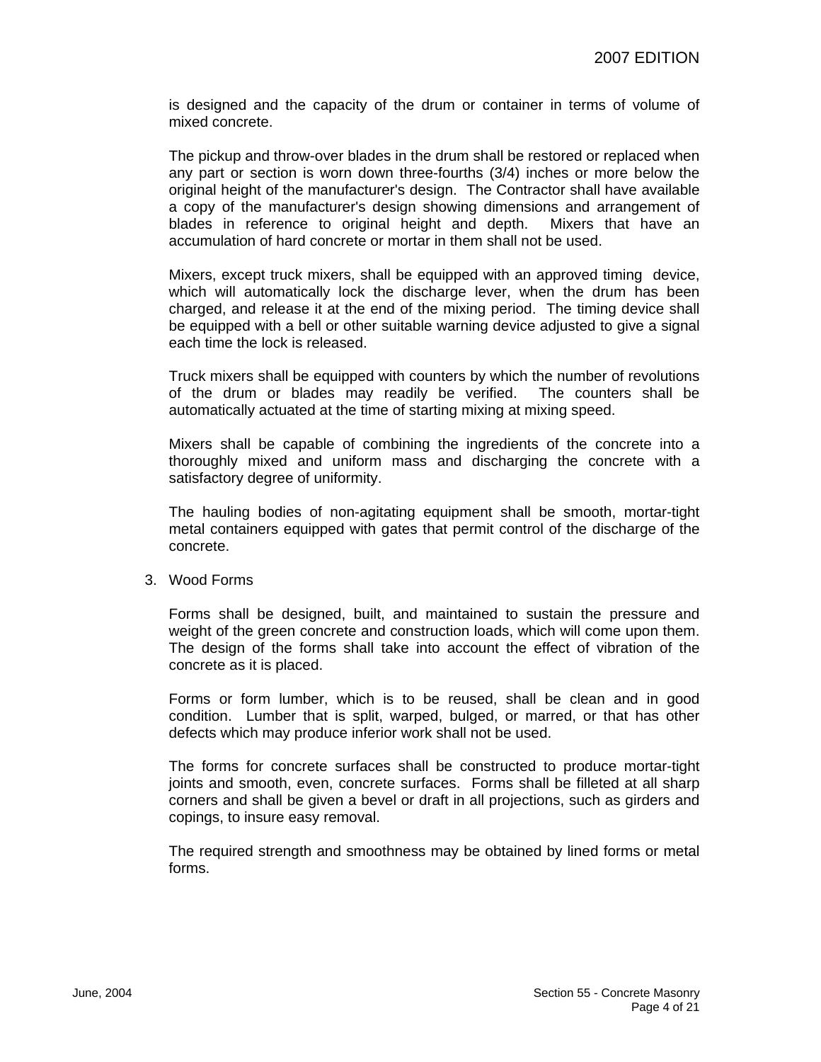is designed and the capacity of the drum or container in terms of volume of mixed concrete.

The pickup and throw-over blades in the drum shall be restored or replaced when any part or section is worn down three-fourths (3/4) inches or more below the original height of the manufacturer's design. The Contractor shall have available a copy of the manufacturer's design showing dimensions and arrangement of blades in reference to original height and depth. Mixers that have an accumulation of hard concrete or mortar in them shall not be used.

Mixers, except truck mixers, shall be equipped with an approved timing device, which will automatically lock the discharge lever, when the drum has been charged, and release it at the end of the mixing period. The timing device shall be equipped with a bell or other suitable warning device adjusted to give a signal each time the lock is released.

Truck mixers shall be equipped with counters by which the number of revolutions of the drum or blades may readily be verified. The counters shall be automatically actuated at the time of starting mixing at mixing speed.

Mixers shall be capable of combining the ingredients of the concrete into a thoroughly mixed and uniform mass and discharging the concrete with a satisfactory degree of uniformity.

The hauling bodies of non-agitating equipment shall be smooth, mortar-tight metal containers equipped with gates that permit control of the discharge of the concrete.

3. Wood Forms

Forms shall be designed, built, and maintained to sustain the pressure and weight of the green concrete and construction loads, which will come upon them. The design of the forms shall take into account the effect of vibration of the concrete as it is placed.

Forms or form lumber, which is to be reused, shall be clean and in good condition. Lumber that is split, warped, bulged, or marred, or that has other defects which may produce inferior work shall not be used.

The forms for concrete surfaces shall be constructed to produce mortar-tight joints and smooth, even, concrete surfaces. Forms shall be filleted at all sharp corners and shall be given a bevel or draft in all projections, such as girders and copings, to insure easy removal.

The required strength and smoothness may be obtained by lined forms or metal forms.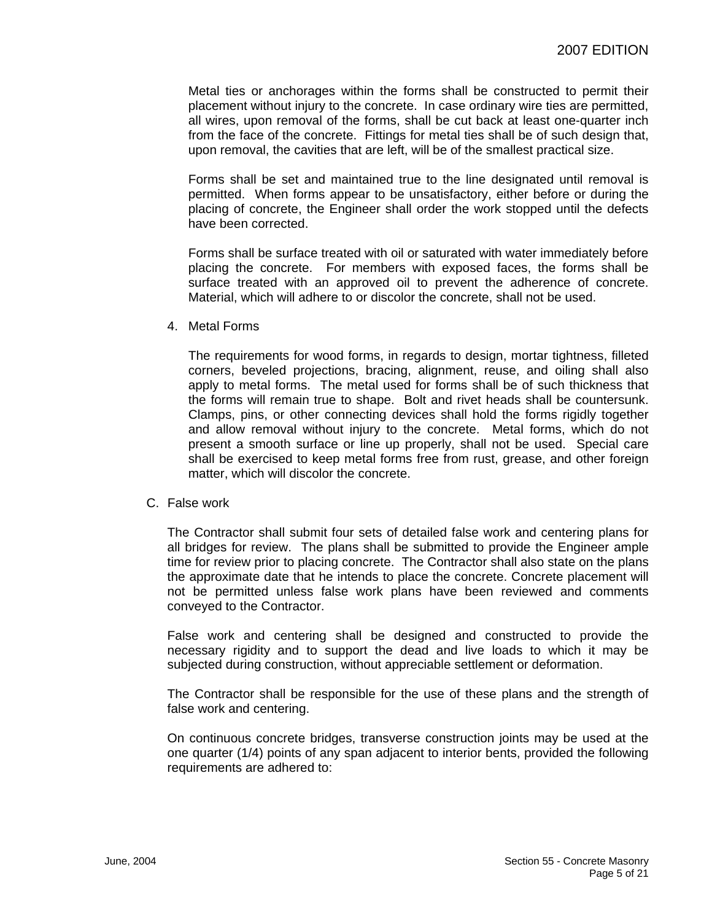Metal ties or anchorages within the forms shall be constructed to permit their placement without injury to the concrete. In case ordinary wire ties are permitted, all wires, upon removal of the forms, shall be cut back at least one-quarter inch from the face of the concrete. Fittings for metal ties shall be of such design that, upon removal, the cavities that are left, will be of the smallest practical size.

Forms shall be set and maintained true to the line designated until removal is permitted. When forms appear to be unsatisfactory, either before or during the placing of concrete, the Engineer shall order the work stopped until the defects have been corrected.

Forms shall be surface treated with oil or saturated with water immediately before placing the concrete. For members with exposed faces, the forms shall be surface treated with an approved oil to prevent the adherence of concrete. Material, which will adhere to or discolor the concrete, shall not be used.

4. Metal Forms

   The requirements for wood forms, in regards to design, mortar tightness, filleted corners, beveled projections, bracing, alignment, reuse, and oiling shall also apply to metal forms. The metal used for forms shall be of such thickness that the forms will remain true to shape. Bolt and rivet heads shall be countersunk. Clamps, pins, or other connecting devices shall hold the forms rigidly together and allow removal without injury to the concrete. Metal forms, which do not present a smooth surface or line up properly, shall not be used. Special care shall be exercised to keep metal forms free from rust, grease, and other foreign matter, which will discolor the concrete.

C. False work

   The Contractor shall submit four sets of detailed false work and centering plans for all bridges for review. The plans shall be submitted to provide the Engineer ample time for review prior to placing concrete. The Contractor shall also state on the plans the approximate date that he intends to place the concrete. Concrete placement will not be permitted unless false work plans have been reviewed and comments conveyed to the Contractor.

   False work and centering shall be designed and constructed to provide the necessary rigidity and to support the dead and live loads to which it may be subjected during construction, without appreciable settlement or deformation.

   The Contractor shall be responsible for the use of these plans and the strength of false work and centering.

   On continuous concrete bridges, transverse construction joints may be used at the one quarter (1/4) points of any span adjacent to interior bents, provided the following requirements are adhered to: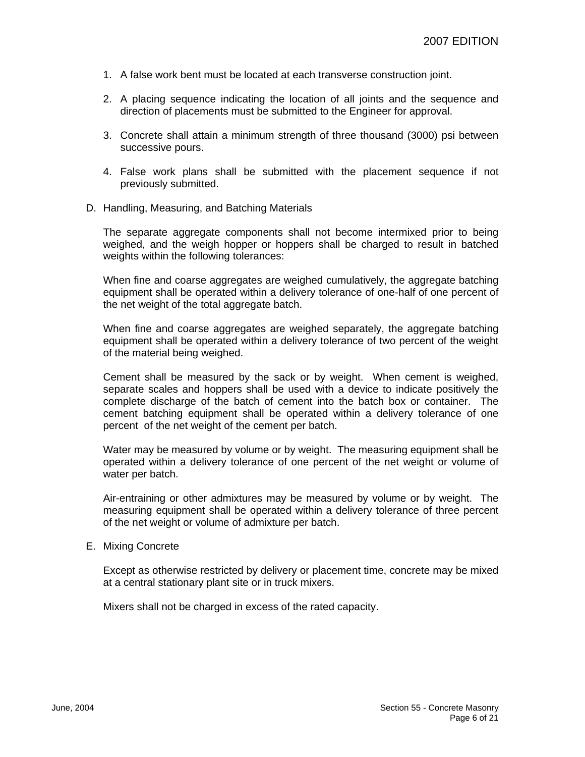1. A false work bent must be located at each transverse construction joint.

2. A placing sequence indicating the location of all joints and the sequence and direction of placements must be submitted to the Engineer for approval.

3. Concrete shall attain a minimum strength of three thousand (3000) psi between successive pours.

4. False work plans shall be submitted with the placement sequence if not previously submitted.

D. Handling, Measuring, and Batching Materials

The separate aggregate components shall not become intermixed prior to being weighed, and the weigh hopper or hoppers shall be charged to result in batched weights within the following tolerances:

When fine and coarse aggregates are weighed cumulatively, the aggregate batching equipment shall be operated within a delivery tolerance of one-half of one percent of the net weight of the total aggregate batch.

When fine and coarse aggregates are weighed separately, the aggregate batching equipment shall be operated within a delivery tolerance of two percent of the weight of the material being weighed.

Cement shall be measured by the sack or by weight. When cement is weighed, separate scales and hoppers shall be used with a device to indicate positively the complete discharge of the batch of cement into the batch box or container. The cement batching equipment shall be operated within a delivery tolerance of one percent of the net weight of the cement per batch.

Water may be measured by volume or by weight. The measuring equipment shall be operated within a delivery tolerance of one percent of the net weight or volume of water per batch.

Air-entraining or other admixtures may be measured by volume or by weight. The measuring equipment shall be operated within a delivery tolerance of three percent of the net weight or volume of admixture per batch.

E. Mixing Concrete

Except as otherwise restricted by delivery or placement time, concrete may be mixed at a central stationary plant site or in truck mixers.

Mixers shall not be charged in excess of the rated capacity.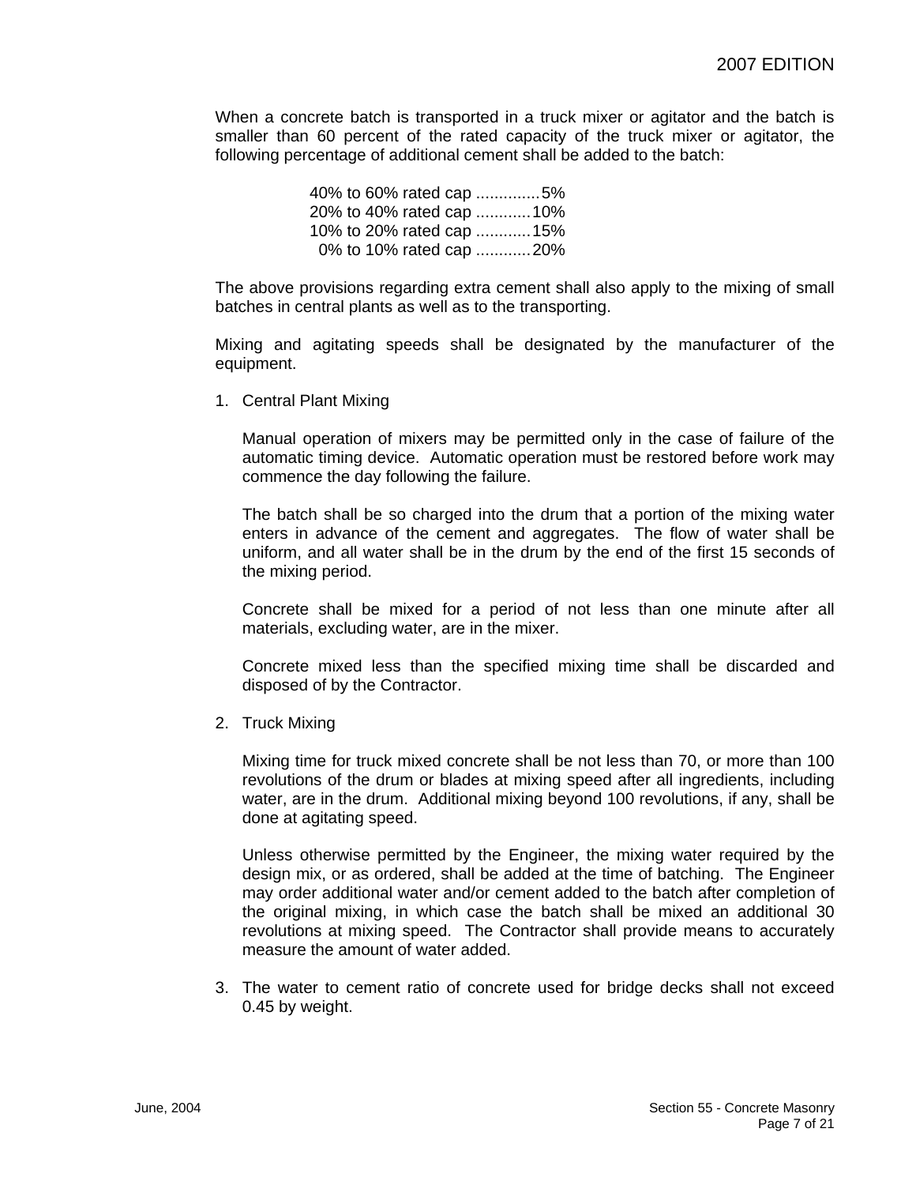When a concrete batch is transported in a truck mixer or agitator and the batch is smaller than 60 percent of the rated capacity of the truck mixer or agitator, the following percentage of additional cement shall be added to the batch:

40% to 60% rated cap ..............5%
20% to 40% rated cap ............10%
10% to 20% rated cap ............15%
0% to 10% rated cap ............20%

The above provisions regarding extra cement shall also apply to the mixing of small batches in central plants as well as to the transporting.

Mixing and agitating speeds shall be designated by the manufacturer of the equipment.

1. Central Plant Mixing

   Manual operation of mixers may be permitted only in the case of failure of the automatic timing device. Automatic operation must be restored before work may commence the day following the failure.

   The batch shall be so charged into the drum that a portion of the mixing water enters in advance of the cement and aggregates. The flow of water shall be uniform, and all water shall be in the drum by the end of the first 15 seconds of the mixing period.

   Concrete shall be mixed for a period of not less than one minute after all materials, excluding water, are in the mixer.

   Concrete mixed less than the specified mixing time shall be discarded and disposed of by the Contractor.

2. Truck Mixing

   Mixing time for truck mixed concrete shall be not less than 70, or more than 100 revolutions of the drum or blades at mixing speed after all ingredients, including water, are in the drum. Additional mixing beyond 100 revolutions, if any, shall be done at agitating speed.

   Unless otherwise permitted by the Engineer, the mixing water required by the design mix, or as ordered, shall be added at the time of batching. The Engineer may order additional water and/or cement added to the batch after completion of the original mixing, in which case the batch shall be mixed an additional 30 revolutions at mixing speed. The Contractor shall provide means to accurately measure the amount of water added.

3. The water to cement ratio of concrete used for bridge decks shall not exceed 0.45 by weight.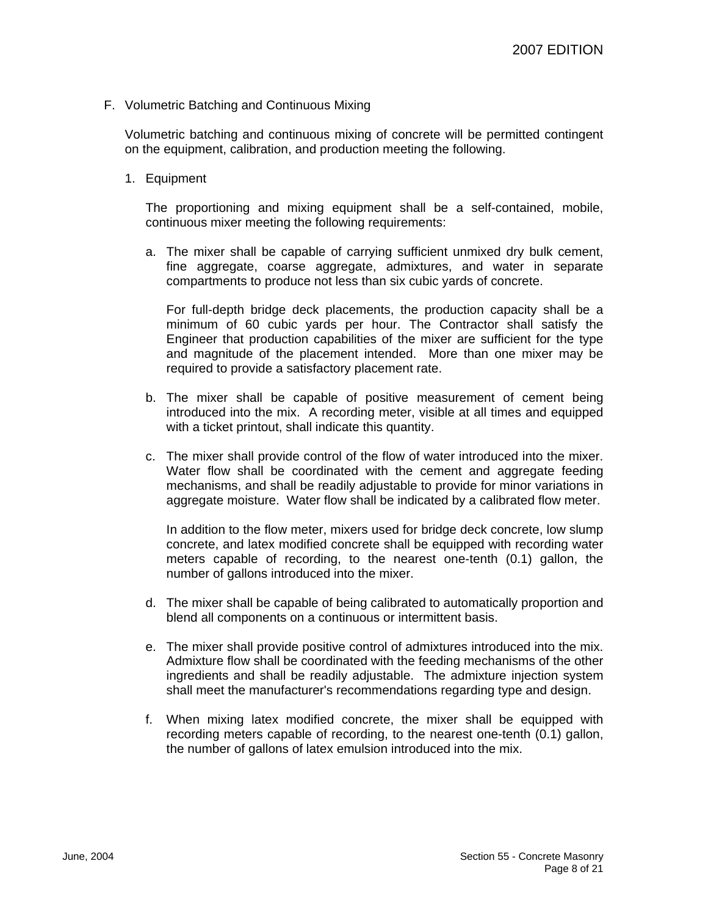F. Volumetric Batching and Continuous Mixing

Volumetric batching and continuous mixing of concrete will be permitted contingent on the equipment, calibration, and production meeting the following.

1. Equipment

The proportioning and mixing equipment shall be a self-contained, mobile, continuous mixer meeting the following requirements:

a. The mixer shall be capable of carrying sufficient unmixed dry bulk cement, fine aggregate, coarse aggregate, admixtures, and water in separate compartments to produce not less than six cubic yards of concrete.

   For full-depth bridge deck placements, the production capacity shall be a minimum of 60 cubic yards per hour. The Contractor shall satisfy the Engineer that production capabilities of the mixer are sufficient for the type and magnitude of the placement intended. More than one mixer may be required to provide a satisfactory placement rate.

b. The mixer shall be capable of positive measurement of cement being introduced into the mix. A recording meter, visible at all times and equipped with a ticket printout, shall indicate this quantity.

c. The mixer shall provide control of the flow of water introduced into the mixer. Water flow shall be coordinated with the cement and aggregate feeding mechanisms, and shall be readily adjustable to provide for minor variations in aggregate moisture. Water flow shall be indicated by a calibrated flow meter.

   In addition to the flow meter, mixers used for bridge deck concrete, low slump concrete, and latex modified concrete shall be equipped with recording water meters capable of recording, to the nearest one-tenth (0.1) gallon, the number of gallons introduced into the mixer.

d. The mixer shall be capable of being calibrated to automatically proportion and blend all components on a continuous or intermittent basis.

e. The mixer shall provide positive control of admixtures introduced into the mix. Admixture flow shall be coordinated with the feeding mechanisms of the other ingredients and shall be readily adjustable. The admixture injection system shall meet the manufacturer's recommendations regarding type and design.

f. When mixing latex modified concrete, the mixer shall be equipped with recording meters capable of recording, to the nearest one-tenth (0.1) gallon, the number of gallons of latex emulsion introduced into the mix.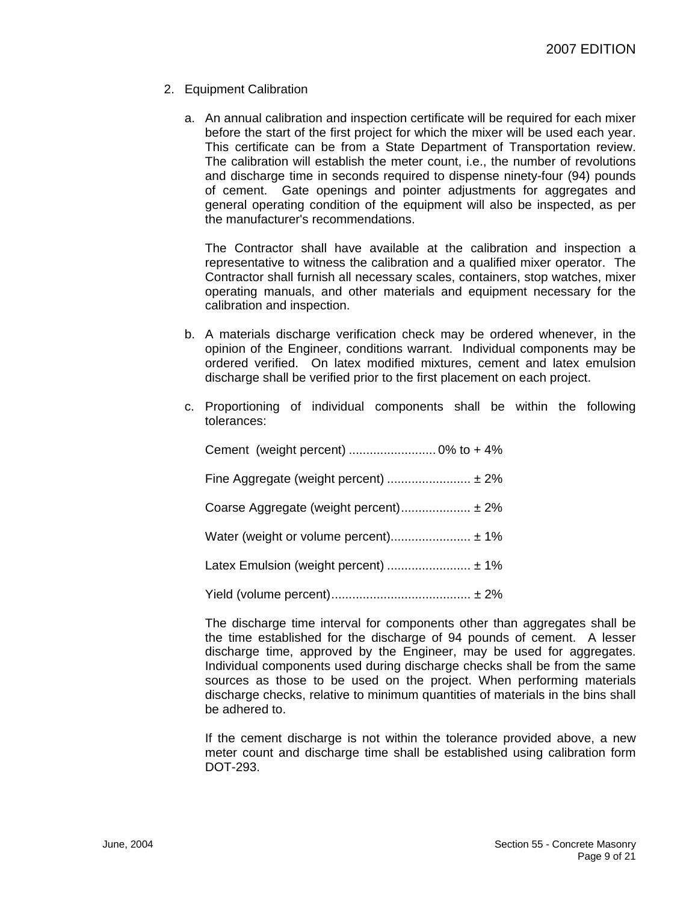2. Equipment Calibration

   a. An annual calibration and inspection certificate will be required for each mixer before the start of the first project for which the mixer will be used each year. This certificate can be from a State Department of Transportation review. The calibration will establish the meter count, i.e., the number of revolutions and discharge time in seconds required to dispense ninety-four (94) pounds of cement. Gate openings and pointer adjustments for aggregates and general operating condition of the equipment will also be inspected, as per the manufacturer's recommendations.

      The Contractor shall have available at the calibration and inspection a representative to witness the calibration and a qualified mixer operator. The Contractor shall furnish all necessary scales, containers, stop watches, mixer operating manuals, and other materials and equipment necessary for the calibration and inspection.

   b. A materials discharge verification check may be ordered whenever, in the opinion of the Engineer, conditions warrant. Individual components may be ordered verified. On latex modified mixtures, cement and latex emulsion discharge shall be verified prior to the first placement on each project.

   c. Proportioning of individual components shall be within the following tolerances:

      Cement (weight percent) ......................... 0% to + 4%

      Fine Aggregate (weight percent) ........................ ± 2%

      Coarse Aggregate (weight percent).................... ± 2%

      Water (weight or volume percent)....................... ± 1%

      Latex Emulsion (weight percent) ........................ ± 1%

      Yield (volume percent)........................................ ± 2%

      The discharge time interval for components other than aggregates shall be the time established for the discharge of 94 pounds of cement. A lesser discharge time, approved by the Engineer, may be used for aggregates. Individual components used during discharge checks shall be from the same sources as those to be used on the project. When performing materials discharge checks, relative to minimum quantities of materials in the bins shall be adhered to.

      If the cement discharge is not within the tolerance provided above, a new meter count and discharge time shall be established using calibration form DOT-293.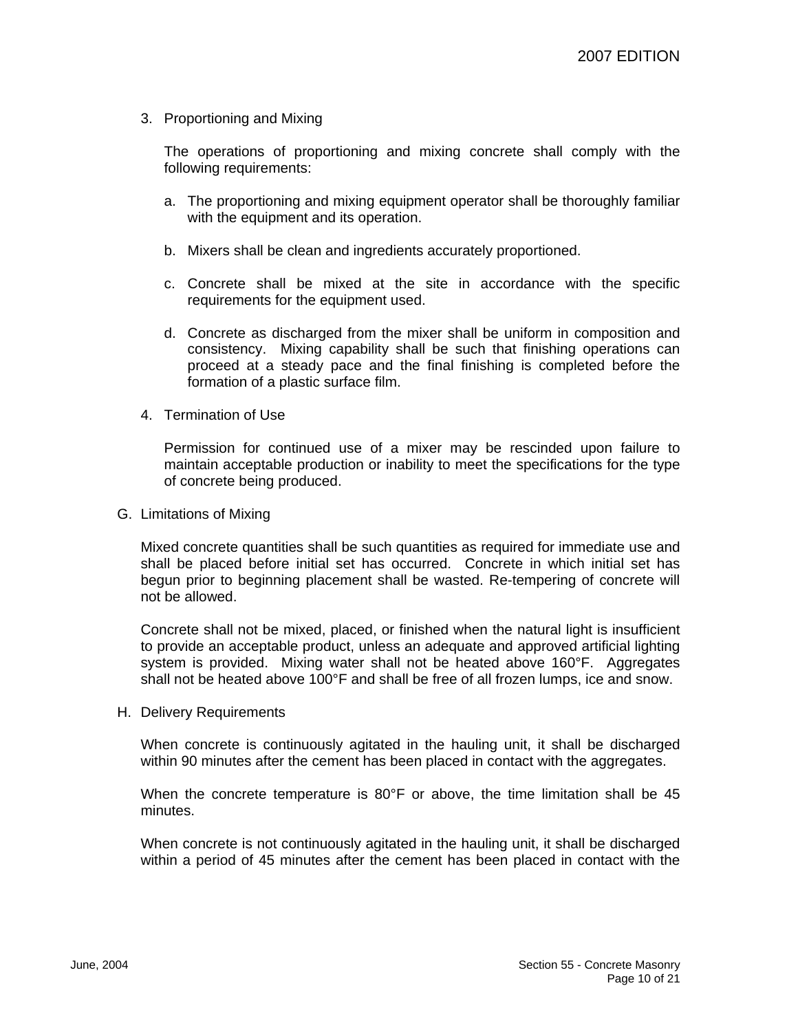3. Proportioning and Mixing

   The operations of proportioning and mixing concrete shall comply with the following requirements:

   a. The proportioning and mixing equipment operator shall be thoroughly familiar with the equipment and its operation.

   b. Mixers shall be clean and ingredients accurately proportioned.

   c. Concrete shall be mixed at the site in accordance with the specific requirements for the equipment used.

   d. Concrete as discharged from the mixer shall be uniform in composition and consistency. Mixing capability shall be such that finishing operations can proceed at a steady pace and the final finishing is completed before the formation of a plastic surface film.

4. Termination of Use

   Permission for continued use of a mixer may be rescinded upon failure to maintain acceptable production or inability to meet the specifications for the type of concrete being produced.

G. Limitations of Mixing

Mixed concrete quantities shall be such quantities as required for immediate use and shall be placed before initial set has occurred. Concrete in which initial set has begun prior to beginning placement shall be wasted. Re-tempering of concrete will not be allowed.

Concrete shall not be mixed, placed, or finished when the natural light is insufficient to provide an acceptable product, unless an adequate and approved artificial lighting system is provided. Mixing water shall not be heated above 160°F. Aggregates shall not be heated above 100°F and shall be free of all frozen lumps, ice and snow.

H. Delivery Requirements

When concrete is continuously agitated in the hauling unit, it shall be discharged within 90 minutes after the cement has been placed in contact with the aggregates.

When the concrete temperature is 80°F or above, the time limitation shall be 45 minutes.

When concrete is not continuously agitated in the hauling unit, it shall be discharged within a period of 45 minutes after the cement has been placed in contact with the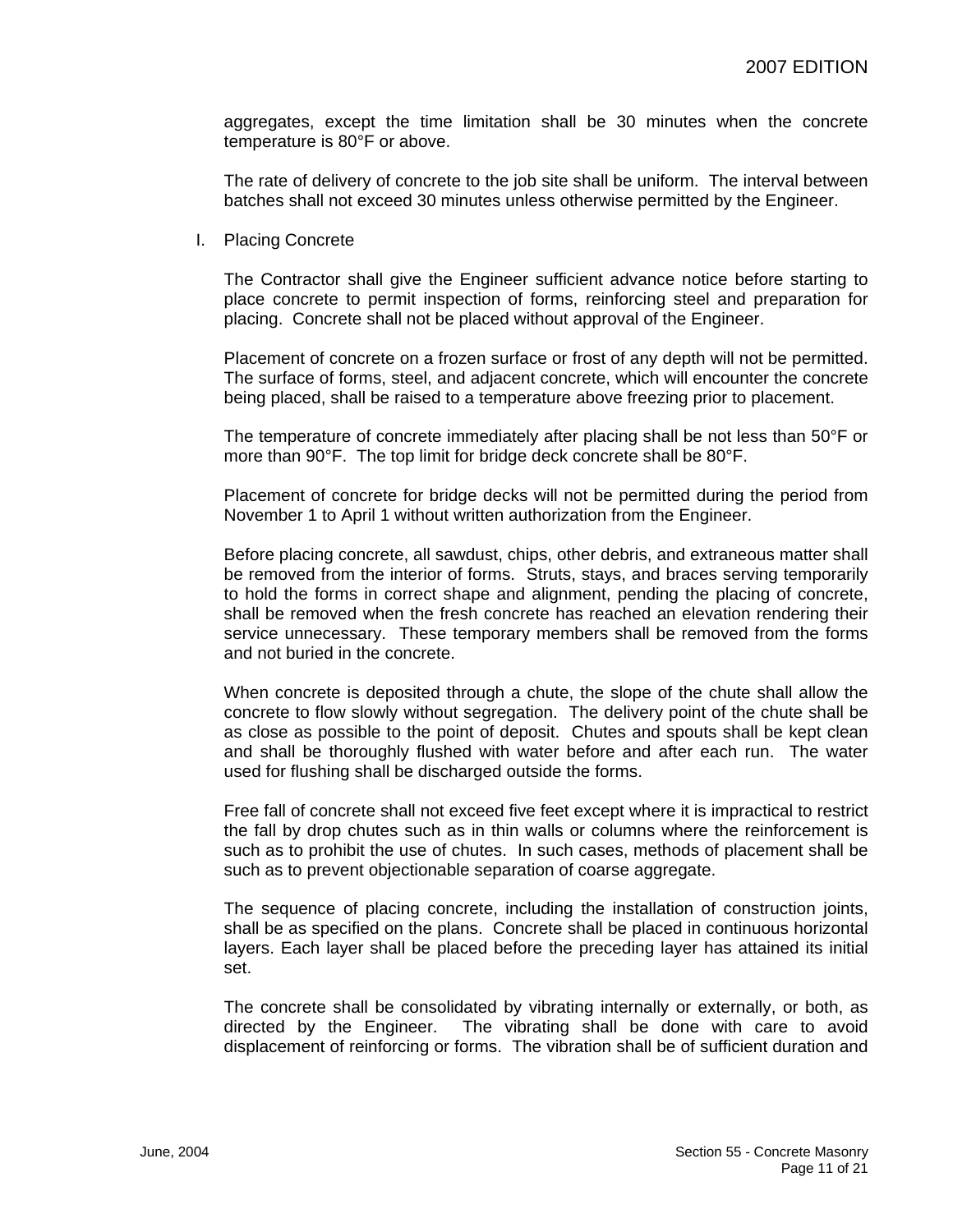aggregates, except the time limitation shall be 30 minutes when the concrete temperature is 80°F or above.

The rate of delivery of concrete to the job site shall be uniform. The interval between batches shall not exceed 30 minutes unless otherwise permitted by the Engineer.

I. Placing Concrete

The Contractor shall give the Engineer sufficient advance notice before starting to place concrete to permit inspection of forms, reinforcing steel and preparation for placing. Concrete shall not be placed without approval of the Engineer.

Placement of concrete on a frozen surface or frost of any depth will not be permitted. The surface of forms, steel, and adjacent concrete, which will encounter the concrete being placed, shall be raised to a temperature above freezing prior to placement.

The temperature of concrete immediately after placing shall be not less than 50°F or more than 90°F. The top limit for bridge deck concrete shall be 80°F.

Placement of concrete for bridge decks will not be permitted during the period from November 1 to April 1 without written authorization from the Engineer.

Before placing concrete, all sawdust, chips, other debris, and extraneous matter shall be removed from the interior of forms. Struts, stays, and braces serving temporarily to hold the forms in correct shape and alignment, pending the placing of concrete, shall be removed when the fresh concrete has reached an elevation rendering their service unnecessary. These temporary members shall be removed from the forms and not buried in the concrete.

When concrete is deposited through a chute, the slope of the chute shall allow the concrete to flow slowly without segregation. The delivery point of the chute shall be as close as possible to the point of deposit. Chutes and spouts shall be kept clean and shall be thoroughly flushed with water before and after each run. The water used for flushing shall be discharged outside the forms.

Free fall of concrete shall not exceed five feet except where it is impractical to restrict the fall by drop chutes such as in thin walls or columns where the reinforcement is such as to prohibit the use of chutes. In such cases, methods of placement shall be such as to prevent objectionable separation of coarse aggregate.

The sequence of placing concrete, including the installation of construction joints, shall be as specified on the plans. Concrete shall be placed in continuous horizontal layers. Each layer shall be placed before the preceding layer has attained its initial set.

The concrete shall be consolidated by vibrating internally or externally, or both, as directed by the Engineer. The vibrating shall be done with care to avoid displacement of reinforcing or forms. The vibration shall be of sufficient duration and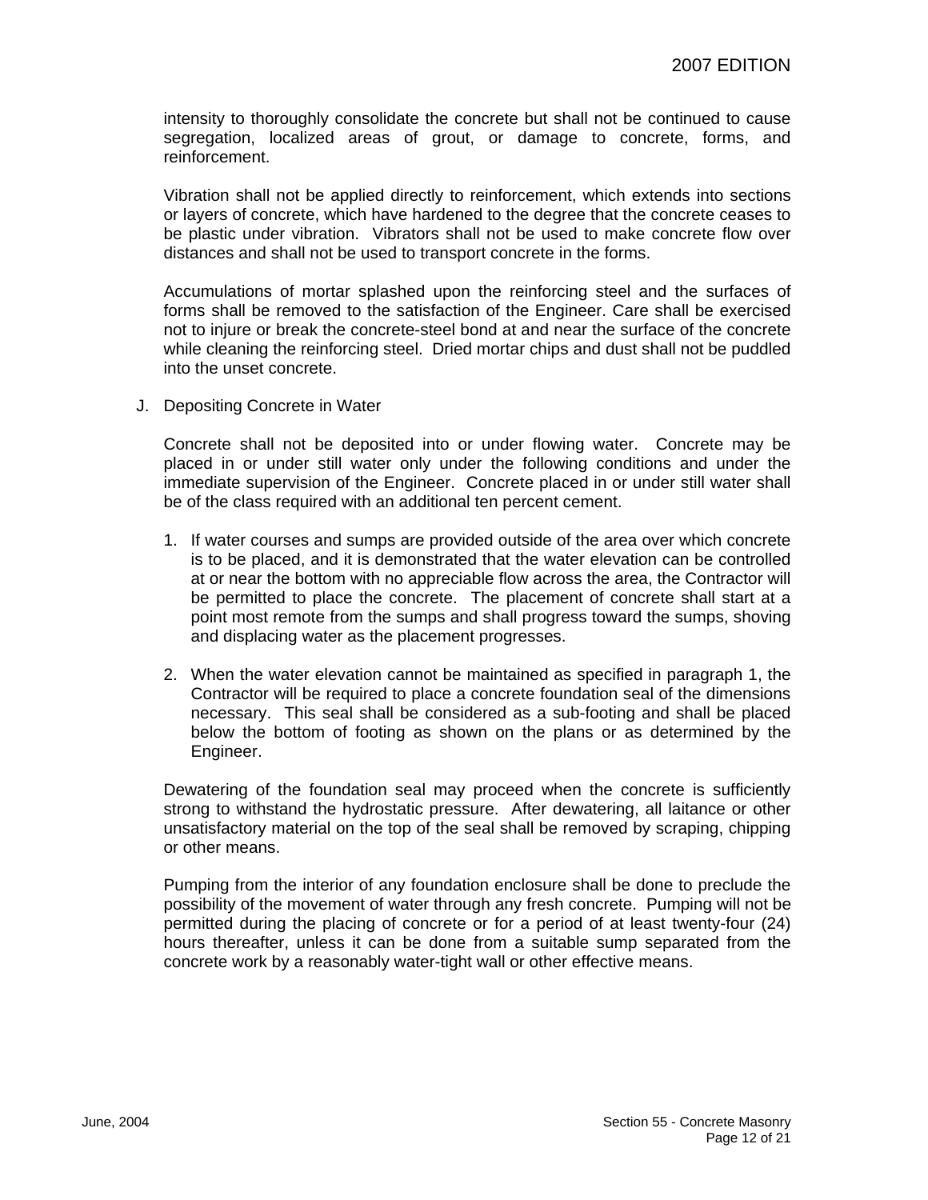intensity to thoroughly consolidate the concrete but shall not be continued to cause segregation, localized areas of grout, or damage to concrete, forms, and reinforcement.

Vibration shall not be applied directly to reinforcement, which extends into sections or layers of concrete, which have hardened to the degree that the concrete ceases to be plastic under vibration. Vibrators shall not be used to make concrete flow over distances and shall not be used to transport concrete in the forms.

Accumulations of mortar splashed upon the reinforcing steel and the surfaces of forms shall be removed to the satisfaction of the Engineer. Care shall be exercised not to injure or break the concrete-steel bond at and near the surface of the concrete while cleaning the reinforcing steel. Dried mortar chips and dust shall not be puddled into the unset concrete.

J. Depositing Concrete in Water

Concrete shall not be deposited into or under flowing water. Concrete may be placed in or under still water only under the following conditions and under the immediate supervision of the Engineer. Concrete placed in or under still water shall be of the class required with an additional ten percent cement.

1. If water courses and sumps are provided outside of the area over which concrete is to be placed, and it is demonstrated that the water elevation can be controlled at or near the bottom with no appreciable flow across the area, the Contractor will be permitted to place the concrete. The placement of concrete shall start at a point most remote from the sumps and shall progress toward the sumps, shoving and displacing water as the placement progresses.

2. When the water elevation cannot be maintained as specified in paragraph 1, the Contractor will be required to place a concrete foundation seal of the dimensions necessary. This seal shall be considered as a sub-footing and shall be placed below the bottom of footing as shown on the plans or as determined by the Engineer.

Dewatering of the foundation seal may proceed when the concrete is sufficiently strong to withstand the hydrostatic pressure. After dewatering, all laitance or other unsatisfactory material on the top of the seal shall be removed by scraping, chipping or other means.

Pumping from the interior of any foundation enclosure shall be done to preclude the possibility of the movement of water through any fresh concrete. Pumping will not be permitted during the placing of concrete or for a period of at least twenty-four (24) hours thereafter, unless it can be done from a suitable sump separated from the concrete work by a reasonably water-tight wall or other effective means.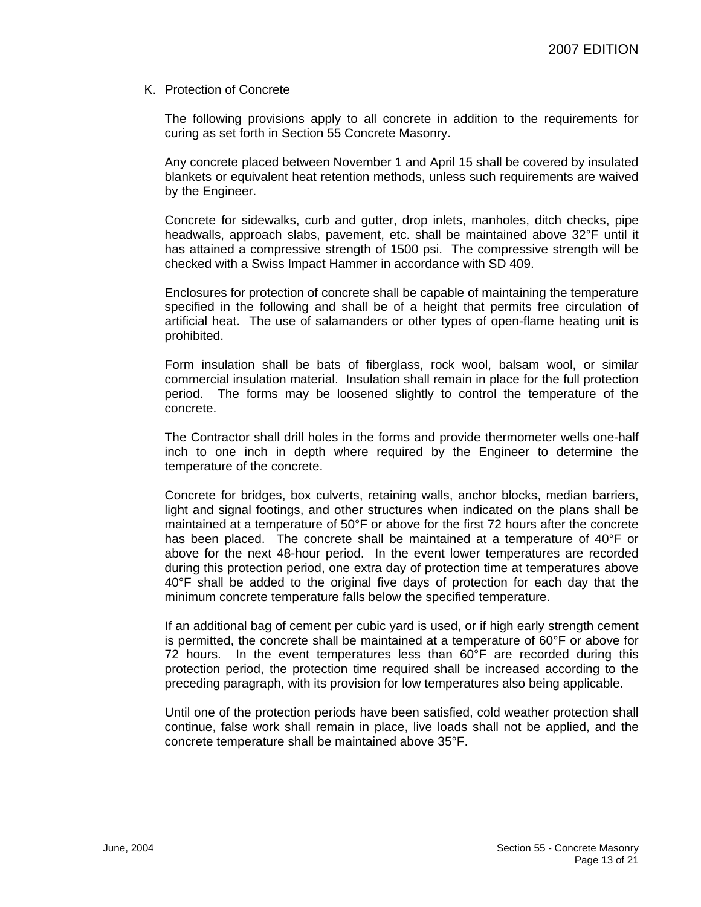K. Protection of Concrete

The following provisions apply to all concrete in addition to the requirements for curing as set forth in Section 55 Concrete Masonry.

Any concrete placed between November 1 and April 15 shall be covered by insulated blankets or equivalent heat retention methods, unless such requirements are waived by the Engineer.

Concrete for sidewalks, curb and gutter, drop inlets, manholes, ditch checks, pipe headwalls, approach slabs, pavement, etc. shall be maintained above 32°F until it has attained a compressive strength of 1500 psi. The compressive strength will be checked with a Swiss Impact Hammer in accordance with SD 409.

Enclosures for protection of concrete shall be capable of maintaining the temperature specified in the following and shall be of a height that permits free circulation of artificial heat. The use of salamanders or other types of open-flame heating unit is prohibited.

Form insulation shall be bats of fiberglass, rock wool, balsam wool, or similar commercial insulation material. Insulation shall remain in place for the full protection period. The forms may be loosened slightly to control the temperature of the concrete.

The Contractor shall drill holes in the forms and provide thermometer wells one-half inch to one inch in depth where required by the Engineer to determine the temperature of the concrete.

Concrete for bridges, box culverts, retaining walls, anchor blocks, median barriers, light and signal footings, and other structures when indicated on the plans shall be maintained at a temperature of 50°F or above for the first 72 hours after the concrete has been placed. The concrete shall be maintained at a temperature of 40°F or above for the next 48-hour period. In the event lower temperatures are recorded during this protection period, one extra day of protection time at temperatures above 40°F shall be added to the original five days of protection for each day that the minimum concrete temperature falls below the specified temperature.

If an additional bag of cement per cubic yard is used, or if high early strength cement is permitted, the concrete shall be maintained at a temperature of 60°F or above for 72 hours. In the event temperatures less than 60°F are recorded during this protection period, the protection time required shall be increased according to the preceding paragraph, with its provision for low temperatures also being applicable.

Until one of the protection periods have been satisfied, cold weather protection shall continue, false work shall remain in place, live loads shall not be applied, and the concrete temperature shall be maintained above 35°F.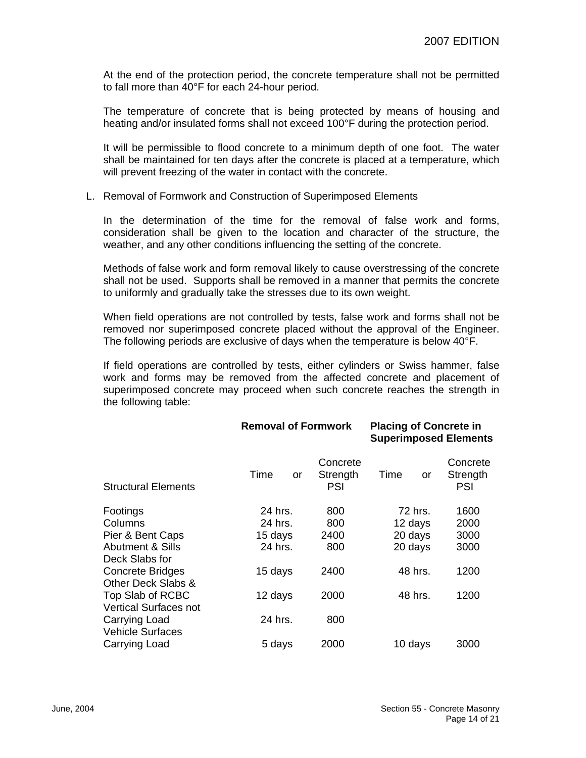At the end of the protection period, the concrete temperature shall not be permitted to fall more than 40°F for each 24-hour period.

The temperature of concrete that is being protected by means of housing and heating and/or insulated forms shall not exceed 100°F during the protection period.

It will be permissible to flood concrete to a minimum depth of one foot. The water shall be maintained for ten days after the concrete is placed at a temperature, which will prevent freezing of the water in contact with the concrete.

L. Removal of Formwork and Construction of Superimposed Elements

In the determination of the time for the removal of false work and forms, consideration shall be given to the location and character of the structure, the weather, and any other conditions influencing the setting of the concrete.

Methods of false work and form removal likely to cause overstressing of the concrete shall not be used. Supports shall be removed in a manner that permits the concrete to uniformly and gradually take the stresses due to its own weight.

When field operations are not controlled by tests, false work and forms shall not be removed nor superimposed concrete placed without the approval of the Engineer. The following periods are exclusive of days when the temperature is below 40°F.

If field operations are controlled by tests, either cylinders or Swiss hammer, false work and forms may be removed from the affected concrete and placement of superimposed concrete may proceed when such concrete reaches the strength in the following table:

| | **Removal of Formwork** | | **Placing of Concrete in Superimposed Elements** | |
|---|---|---|---|---|
| Structural Elements | Time or | Concrete Strength PSI | Time or | Concrete Strength PSI |
| Footings | 24 hrs. | 800 | 72 hrs. | 1600 |
| Columns | 24 hrs. | 800 | 12 days | 2000 |
| Pier & Bent Caps | 15 days | 2400 | 20 days | 3000 |
| Abutment & Sills | 24 hrs. | 800 | 20 days | 3000 |
| Deck Slabs for Concrete Bridges | 15 days | 2400 | 48 hrs. | 1200 |
| Other Deck Slabs & Top Slab of RCBC | 12 days | 2000 | 48 hrs. | 1200 |
| Vertical Surfaces not Carrying Load | 24 hrs. | 800 | | |
| Vehicle Surfaces Carrying Load | 5 days | 2000 | 10 days | 3000 |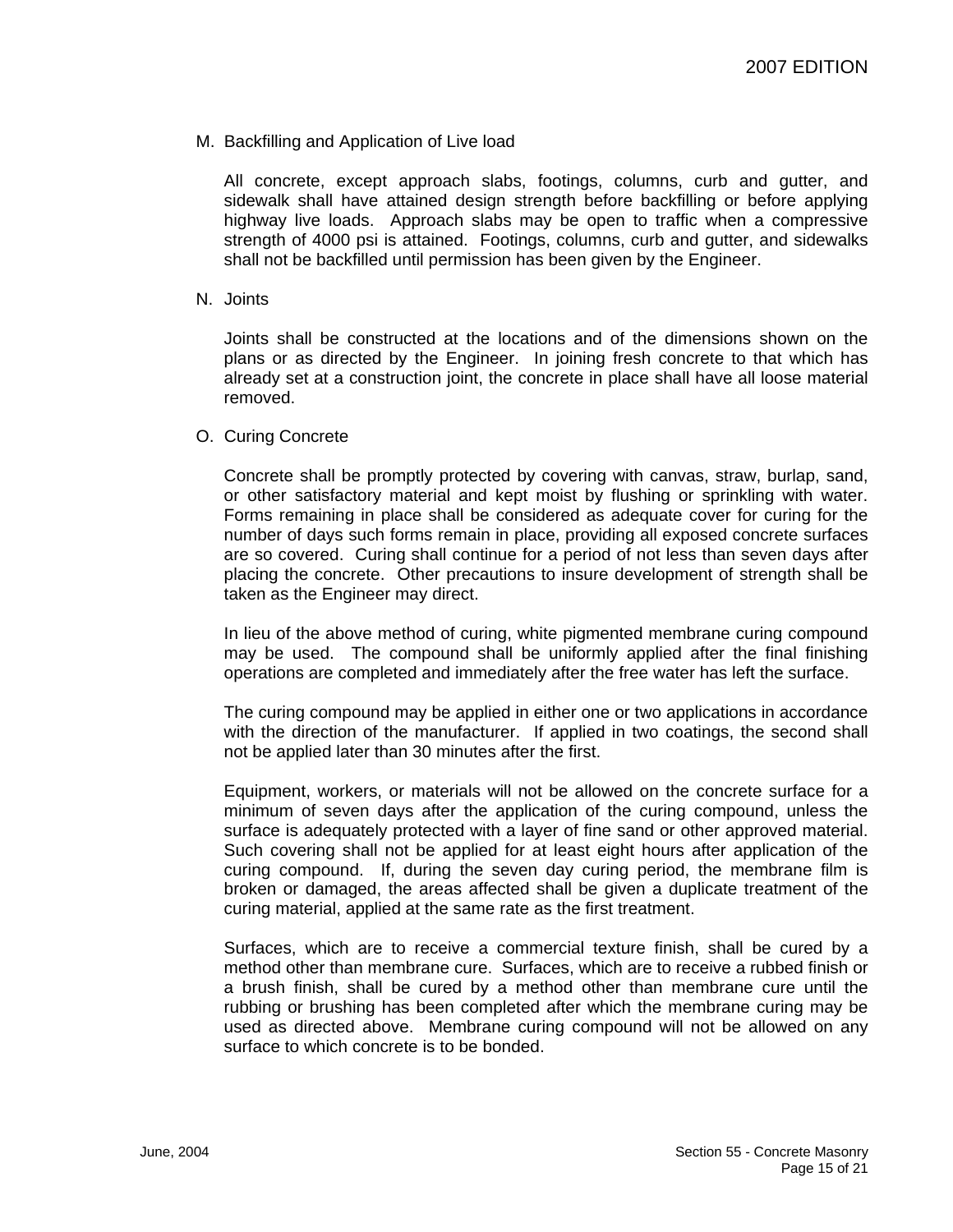M. Backfilling and Application of Live load

All concrete, except approach slabs, footings, columns, curb and gutter, and sidewalk shall have attained design strength before backfilling or before applying highway live loads. Approach slabs may be open to traffic when a compressive strength of 4000 psi is attained. Footings, columns, curb and gutter, and sidewalks shall not be backfilled until permission has been given by the Engineer.

N. Joints

Joints shall be constructed at the locations and of the dimensions shown on the plans or as directed by the Engineer. In joining fresh concrete to that which has already set at a construction joint, the concrete in place shall have all loose material removed.

O. Curing Concrete

Concrete shall be promptly protected by covering with canvas, straw, burlap, sand, or other satisfactory material and kept moist by flushing or sprinkling with water. Forms remaining in place shall be considered as adequate cover for curing for the number of days such forms remain in place, providing all exposed concrete surfaces are so covered. Curing shall continue for a period of not less than seven days after placing the concrete. Other precautions to insure development of strength shall be taken as the Engineer may direct.

In lieu of the above method of curing, white pigmented membrane curing compound may be used. The compound shall be uniformly applied after the final finishing operations are completed and immediately after the free water has left the surface.

The curing compound may be applied in either one or two applications in accordance with the direction of the manufacturer. If applied in two coatings, the second shall not be applied later than 30 minutes after the first.

Equipment, workers, or materials will not be allowed on the concrete surface for a minimum of seven days after the application of the curing compound, unless the surface is adequately protected with a layer of fine sand or other approved material. Such covering shall not be applied for at least eight hours after application of the curing compound. If, during the seven day curing period, the membrane film is broken or damaged, the areas affected shall be given a duplicate treatment of the curing material, applied at the same rate as the first treatment.

Surfaces, which are to receive a commercial texture finish, shall be cured by a method other than membrane cure. Surfaces, which are to receive a rubbed finish or a brush finish, shall be cured by a method other than membrane cure until the rubbing or brushing has been completed after which the membrane curing may be used as directed above. Membrane curing compound will not be allowed on any surface to which concrete is to be bonded.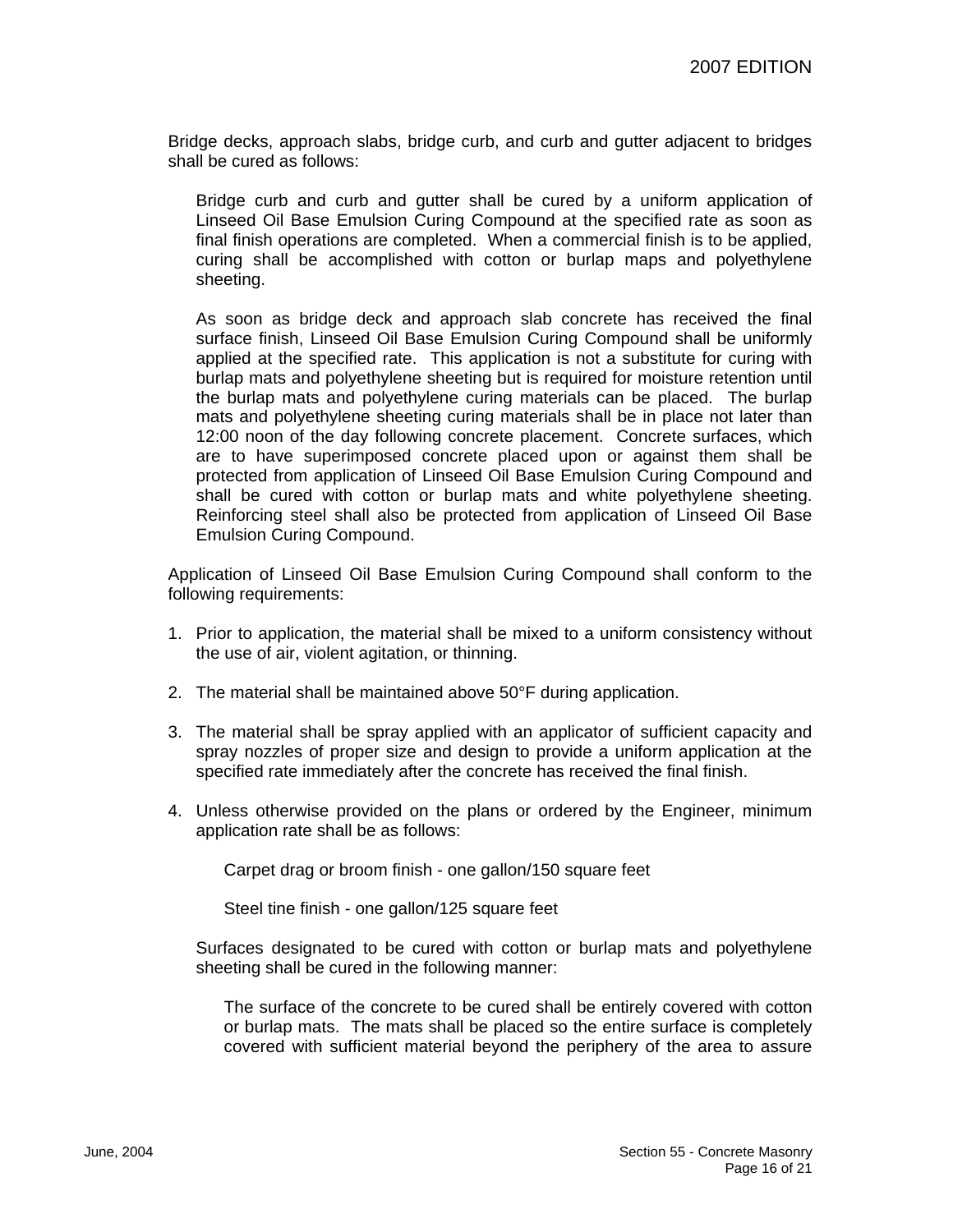Bridge decks, approach slabs, bridge curb, and curb and gutter adjacent to bridges shall be cured as follows:

Bridge curb and curb and gutter shall be cured by a uniform application of Linseed Oil Base Emulsion Curing Compound at the specified rate as soon as final finish operations are completed. When a commercial finish is to be applied, curing shall be accomplished with cotton or burlap maps and polyethylene sheeting.

As soon as bridge deck and approach slab concrete has received the final surface finish, Linseed Oil Base Emulsion Curing Compound shall be uniformly applied at the specified rate. This application is not a substitute for curing with burlap mats and polyethylene sheeting but is required for moisture retention until the burlap mats and polyethylene curing materials can be placed. The burlap mats and polyethylene sheeting curing materials shall be in place not later than 12:00 noon of the day following concrete placement. Concrete surfaces, which are to have superimposed concrete placed upon or against them shall be protected from application of Linseed Oil Base Emulsion Curing Compound and shall be cured with cotton or burlap mats and white polyethylene sheeting. Reinforcing steel shall also be protected from application of Linseed Oil Base Emulsion Curing Compound.

Application of Linseed Oil Base Emulsion Curing Compound shall conform to the following requirements:

1. Prior to application, the material shall be mixed to a uniform consistency without the use of air, violent agitation, or thinning.

2. The material shall be maintained above 50°F during application.

3. The material shall be spray applied with an applicator of sufficient capacity and spray nozzles of proper size and design to provide a uniform application at the specified rate immediately after the concrete has received the final finish.

4. Unless otherwise provided on the plans or ordered by the Engineer, minimum application rate shall be as follows:

   Carpet drag or broom finish - one gallon/150 square feet

   Steel tine finish - one gallon/125 square feet

Surfaces designated to be cured with cotton or burlap mats and polyethylene sheeting shall be cured in the following manner:

The surface of the concrete to be cured shall be entirely covered with cotton or burlap mats. The mats shall be placed so the entire surface is completely covered with sufficient material beyond the periphery of the area to assure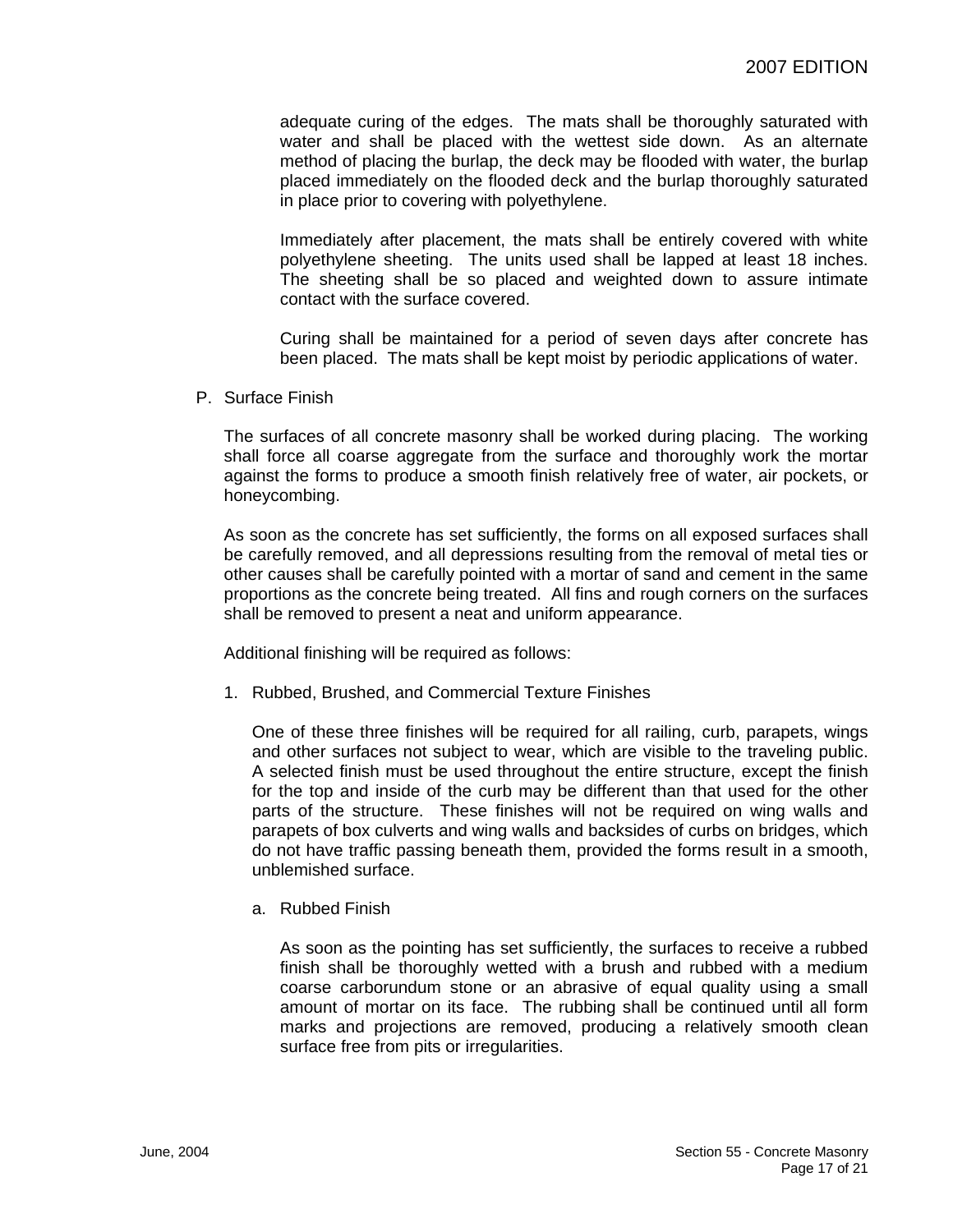adequate curing of the edges. The mats shall be thoroughly saturated with water and shall be placed with the wettest side down. As an alternate method of placing the burlap, the deck may be flooded with water, the burlap placed immediately on the flooded deck and the burlap thoroughly saturated in place prior to covering with polyethylene.

Immediately after placement, the mats shall be entirely covered with white polyethylene sheeting. The units used shall be lapped at least 18 inches. The sheeting shall be so placed and weighted down to assure intimate contact with the surface covered.

Curing shall be maintained for a period of seven days after concrete has been placed. The mats shall be kept moist by periodic applications of water.

P. Surface Finish

The surfaces of all concrete masonry shall be worked during placing. The working shall force all coarse aggregate from the surface and thoroughly work the mortar against the forms to produce a smooth finish relatively free of water, air pockets, or honeycombing.

As soon as the concrete has set sufficiently, the forms on all exposed surfaces shall be carefully removed, and all depressions resulting from the removal of metal ties or other causes shall be carefully pointed with a mortar of sand and cement in the same proportions as the concrete being treated. All fins and rough corners on the surfaces shall be removed to present a neat and uniform appearance.

Additional finishing will be required as follows:

1. Rubbed, Brushed, and Commercial Texture Finishes

   One of these three finishes will be required for all railing, curb, parapets, wings and other surfaces not subject to wear, which are visible to the traveling public. A selected finish must be used throughout the entire structure, except the finish for the top and inside of the curb may be different than that used for the other parts of the structure. These finishes will not be required on wing walls and parapets of box culverts and wing walls and backsides of curbs on bridges, which do not have traffic passing beneath them, provided the forms result in a smooth, unblemished surface.

   a. Rubbed Finish

      As soon as the pointing has set sufficiently, the surfaces to receive a rubbed finish shall be thoroughly wetted with a brush and rubbed with a medium coarse carborundum stone or an abrasive of equal quality using a small amount of mortar on its face. The rubbing shall be continued until all form marks and projections are removed, producing a relatively smooth clean surface free from pits or irregularities.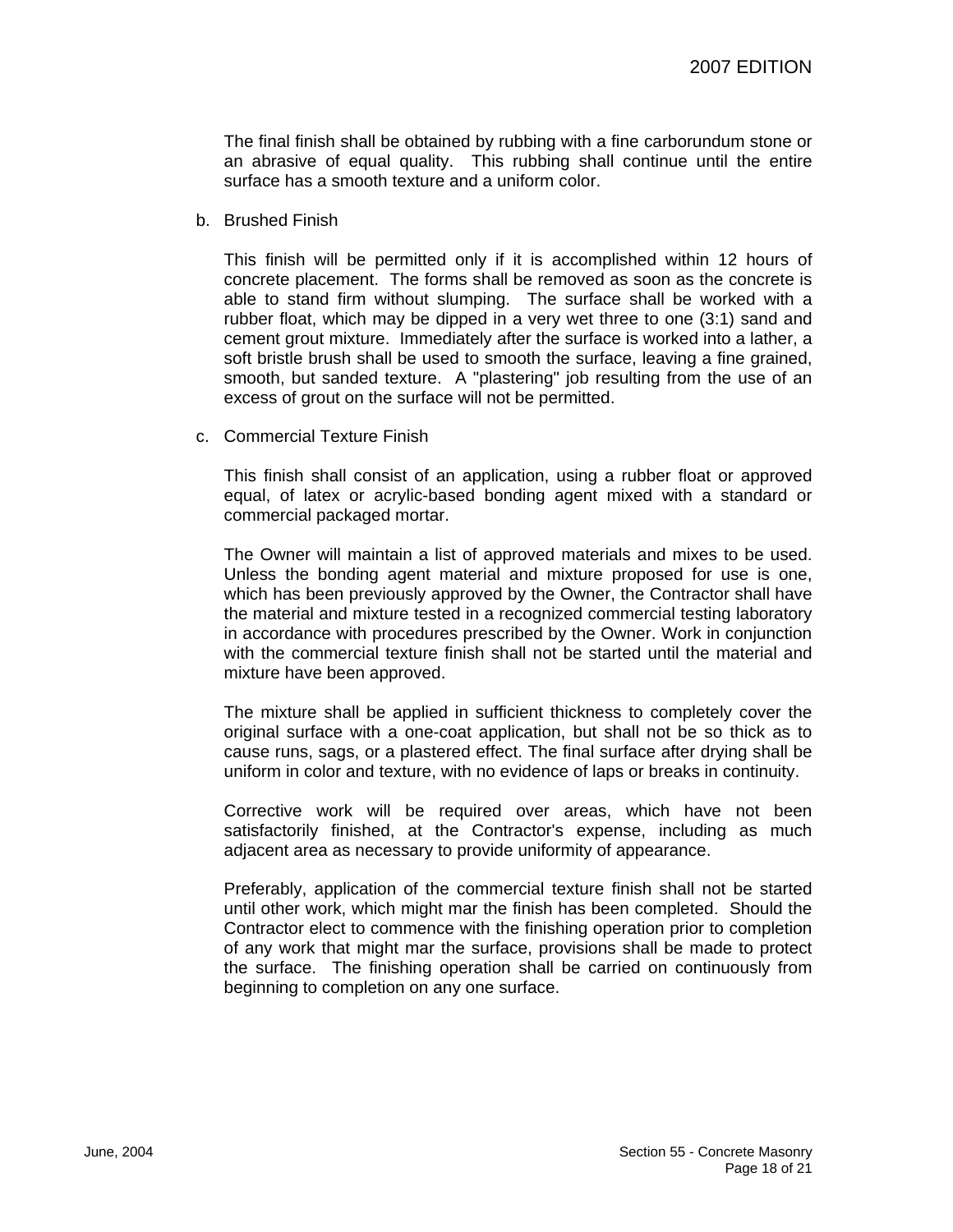The final finish shall be obtained by rubbing with a fine carborundum stone or an abrasive of equal quality. This rubbing shall continue until the entire surface has a smooth texture and a uniform color.

b. Brushed Finish

This finish will be permitted only if it is accomplished within 12 hours of concrete placement. The forms shall be removed as soon as the concrete is able to stand firm without slumping. The surface shall be worked with a rubber float, which may be dipped in a very wet three to one (3:1) sand and cement grout mixture. Immediately after the surface is worked into a lather, a soft bristle brush shall be used to smooth the surface, leaving a fine grained, smooth, but sanded texture. A "plastering" job resulting from the use of an excess of grout on the surface will not be permitted.

c. Commercial Texture Finish

This finish shall consist of an application, using a rubber float or approved equal, of latex or acrylic-based bonding agent mixed with a standard or commercial packaged mortar.

The Owner will maintain a list of approved materials and mixes to be used. Unless the bonding agent material and mixture proposed for use is one, which has been previously approved by the Owner, the Contractor shall have the material and mixture tested in a recognized commercial testing laboratory in accordance with procedures prescribed by the Owner. Work in conjunction with the commercial texture finish shall not be started until the material and mixture have been approved.

The mixture shall be applied in sufficient thickness to completely cover the original surface with a one-coat application, but shall not be so thick as to cause runs, sags, or a plastered effect. The final surface after drying shall be uniform in color and texture, with no evidence of laps or breaks in continuity.

Corrective work will be required over areas, which have not been satisfactorily finished, at the Contractor's expense, including as much adjacent area as necessary to provide uniformity of appearance.

Preferably, application of the commercial texture finish shall not be started until other work, which might mar the finish has been completed. Should the Contractor elect to commence with the finishing operation prior to completion of any work that might mar the surface, provisions shall be made to protect the surface. The finishing operation shall be carried on continuously from beginning to completion on any one surface.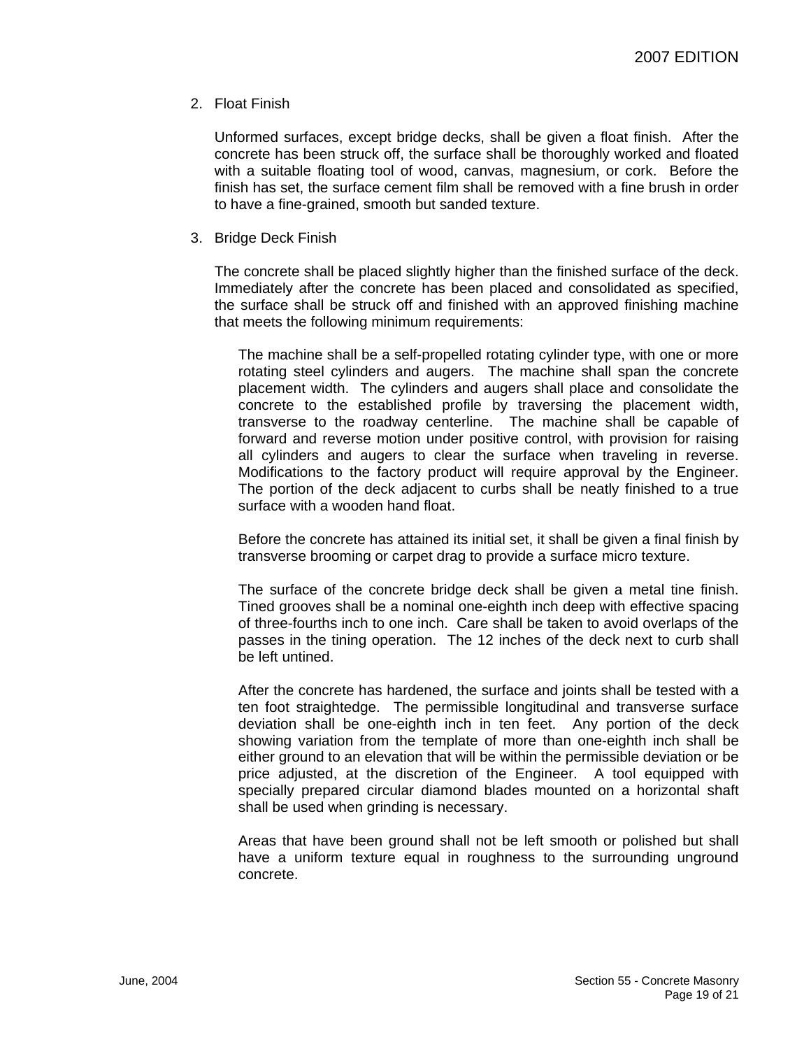2. Float Finish

   Unformed surfaces, except bridge decks, shall be given a float finish. After the concrete has been struck off, the surface shall be thoroughly worked and floated with a suitable floating tool of wood, canvas, magnesium, or cork. Before the finish has set, the surface cement film shall be removed with a fine brush in order to have a fine-grained, smooth but sanded texture.

3. Bridge Deck Finish

   The concrete shall be placed slightly higher than the finished surface of the deck. Immediately after the concrete has been placed and consolidated as specified, the surface shall be struck off and finished with an approved finishing machine that meets the following minimum requirements:

   > The machine shall be a self-propelled rotating cylinder type, with one or more rotating steel cylinders and augers. The machine shall span the concrete placement width. The cylinders and augers shall place and consolidate the concrete to the established profile by traversing the placement width, transverse to the roadway centerline. The machine shall be capable of forward and reverse motion under positive control, with provision for raising all cylinders and augers to clear the surface when traveling in reverse. Modifications to the factory product will require approval by the Engineer. The portion of the deck adjacent to curbs shall be neatly finished to a true surface with a wooden hand float.
   >
   > Before the concrete has attained its initial set, it shall be given a final finish by transverse brooming or carpet drag to provide a surface micro texture.
   >
   > The surface of the concrete bridge deck shall be given a metal tine finish. Tined grooves shall be a nominal one-eighth inch deep with effective spacing of three-fourths inch to one inch. Care shall be taken to avoid overlaps of the passes in the tining operation. The 12 inches of the deck next to curb shall be left untined.
   >
   > After the concrete has hardened, the surface and joints shall be tested with a ten foot straightedge. The permissible longitudinal and transverse surface deviation shall be one-eighth inch in ten feet. Any portion of the deck showing variation from the template of more than one-eighth inch shall be either ground to an elevation that will be within the permissible deviation or be price adjusted, at the discretion of the Engineer. A tool equipped with specially prepared circular diamond blades mounted on a horizontal shaft shall be used when grinding is necessary.
   >
   > Areas that have been ground shall not be left smooth or polished but shall have a uniform texture equal in roughness to the surrounding unground concrete.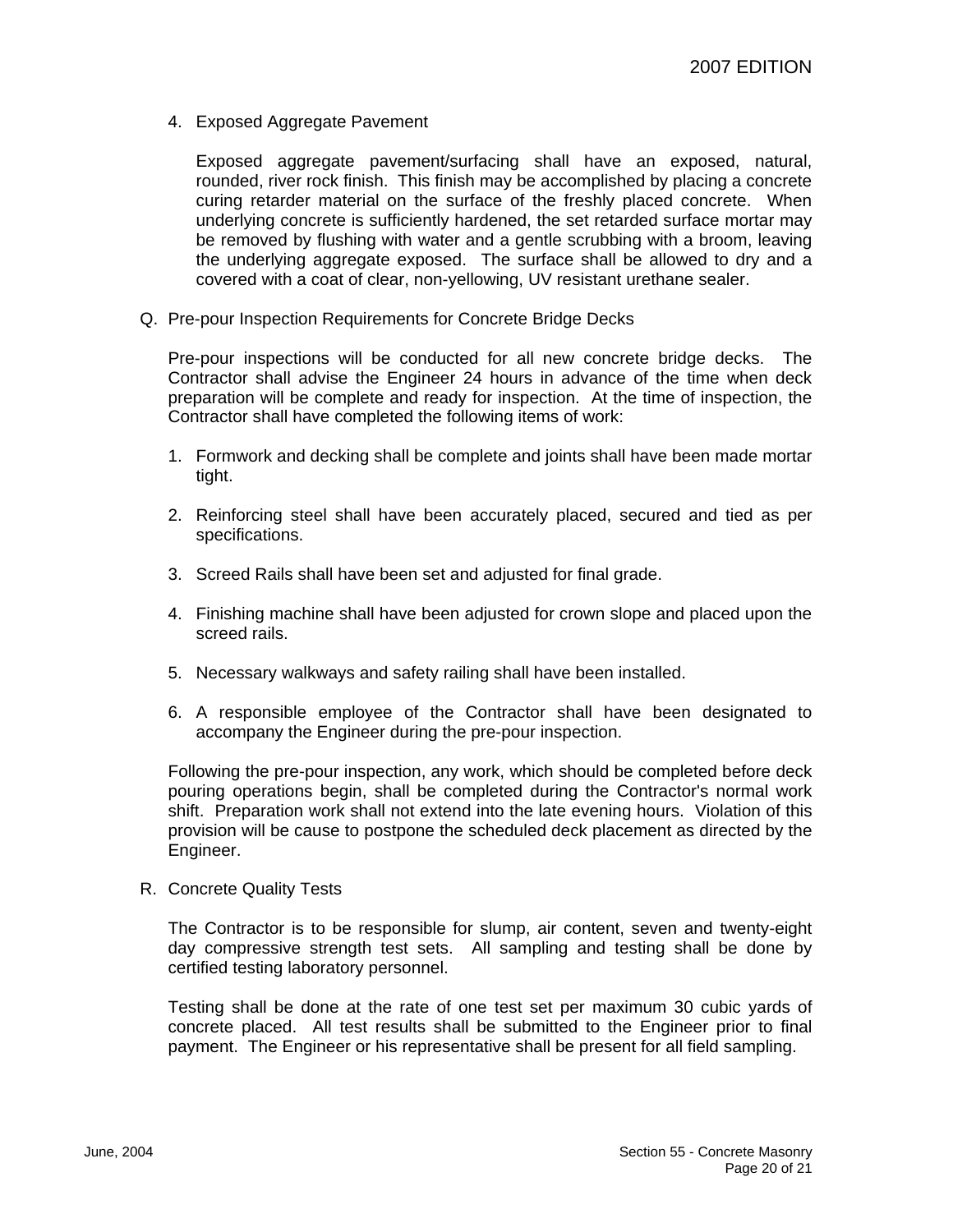4. Exposed Aggregate Pavement

   Exposed aggregate pavement/surfacing shall have an exposed, natural, rounded, river rock finish. This finish may be accomplished by placing a concrete curing retarder material on the surface of the freshly placed concrete. When underlying concrete is sufficiently hardened, the set retarded surface mortar may be removed by flushing with water and a gentle scrubbing with a broom, leaving the underlying aggregate exposed. The surface shall be allowed to dry and a covered with a coat of clear, non-yellowing, UV resistant urethane sealer.

Q. Pre-pour Inspection Requirements for Concrete Bridge Decks

Pre-pour inspections will be conducted for all new concrete bridge decks. The Contractor shall advise the Engineer 24 hours in advance of the time when deck preparation will be complete and ready for inspection. At the time of inspection, the Contractor shall have completed the following items of work:

1. Formwork and decking shall be complete and joints shall have been made mortar tight.

2. Reinforcing steel shall have been accurately placed, secured and tied as per specifications.

3. Screed Rails shall have been set and adjusted for final grade.

4. Finishing machine shall have been adjusted for crown slope and placed upon the screed rails.

5. Necessary walkways and safety railing shall have been installed.

6. A responsible employee of the Contractor shall have been designated to accompany the Engineer during the pre-pour inspection.

Following the pre-pour inspection, any work, which should be completed before deck pouring operations begin, shall be completed during the Contractor's normal work shift. Preparation work shall not extend into the late evening hours. Violation of this provision will be cause to postpone the scheduled deck placement as directed by the Engineer.

R. Concrete Quality Tests

The Contractor is to be responsible for slump, air content, seven and twenty-eight day compressive strength test sets. All sampling and testing shall be done by certified testing laboratory personnel.

Testing shall be done at the rate of one test set per maximum 30 cubic yards of concrete placed. All test results shall be submitted to the Engineer prior to final payment. The Engineer or his representative shall be present for all field sampling.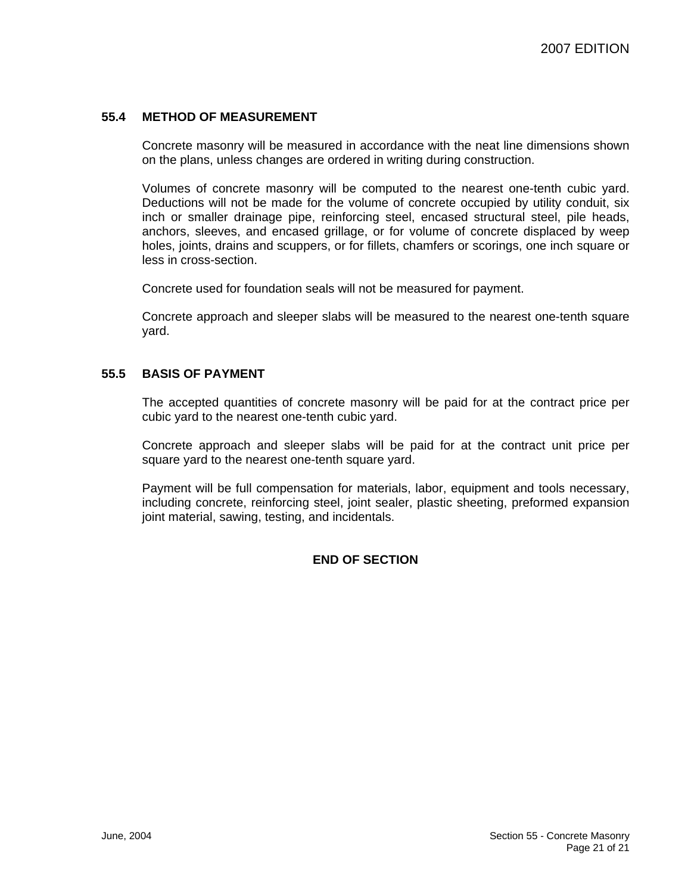## 55.4 METHOD OF MEASUREMENT

Concrete masonry will be measured in accordance with the neat line dimensions shown on the plans, unless changes are ordered in writing during construction.

Volumes of concrete masonry will be computed to the nearest one-tenth cubic yard. Deductions will not be made for the volume of concrete occupied by utility conduit, six inch or smaller drainage pipe, reinforcing steel, encased structural steel, pile heads, anchors, sleeves, and encased grillage, or for volume of concrete displaced by weep holes, joints, drains and scuppers, or for fillets, chamfers or scorings, one inch square or less in cross-section.

Concrete used for foundation seals will not be measured for payment.

Concrete approach and sleeper slabs will be measured to the nearest one-tenth square yard.

## 55.5 BASIS OF PAYMENT

The accepted quantities of concrete masonry will be paid for at the contract price per cubic yard to the nearest one-tenth cubic yard.

Concrete approach and sleeper slabs will be paid for at the contract unit price per square yard to the nearest one-tenth square yard.

Payment will be full compensation for materials, labor, equipment and tools necessary, including concrete, reinforcing steel, joint sealer, plastic sheeting, preformed expansion joint material, sawing, testing, and incidentals.

**END OF SECTION**